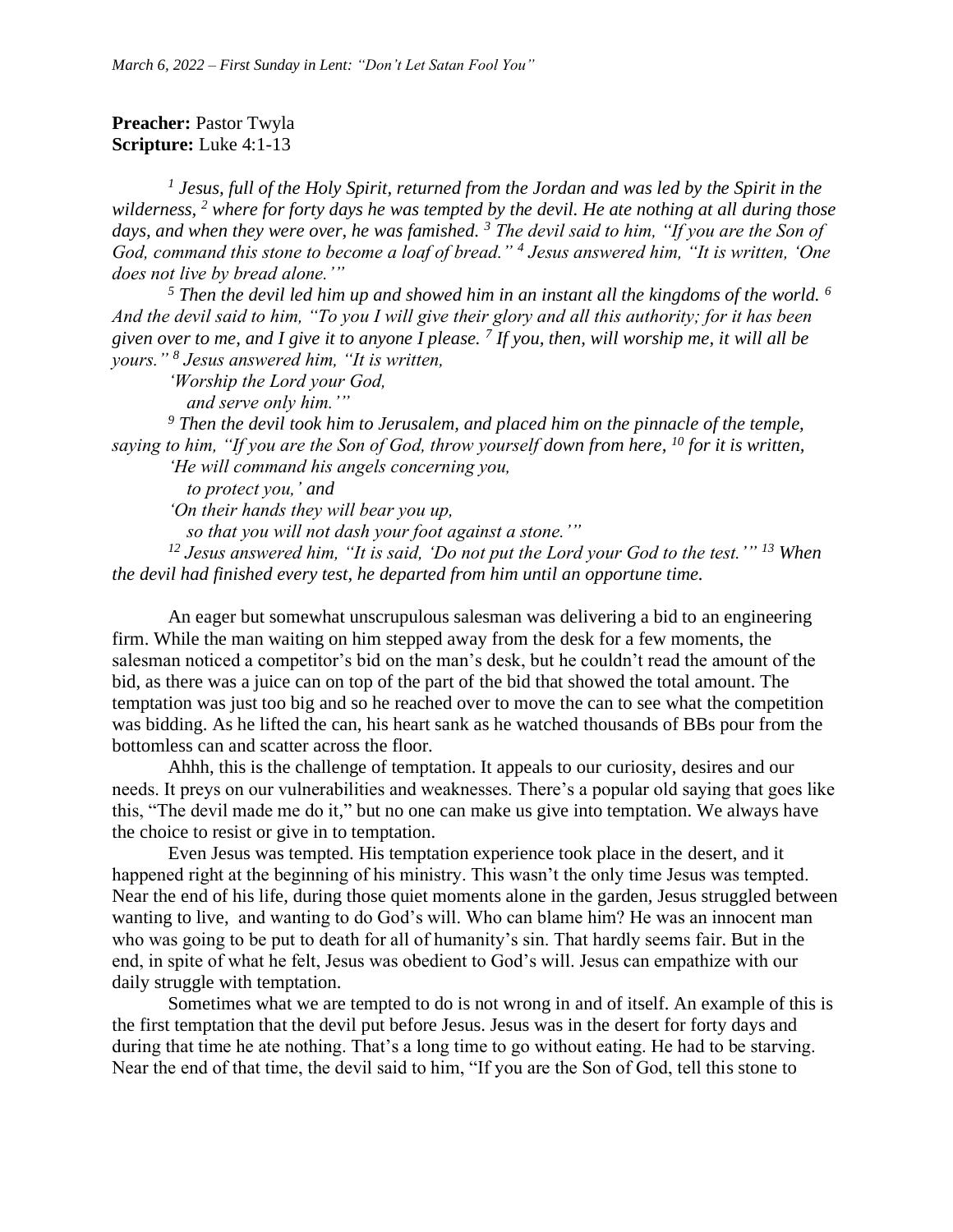*March 6, 2022 – First Sunday in Lent: "Don't Let Satan Fool You"*

**Preacher:** Pastor Twyla
**Scripture:** Luke 4:1-13

*[1] Jesus, full of the Holy Spirit, returned from the Jordan and was led by the Spirit in the wilderness, [2] where for forty days he was tempted by the devil. He ate nothing at all during those days, and when they were over, he was famished. [3] The devil said to him, "If you are the Son of God, command this stone to become a loaf of bread." [4] Jesus answered him, "It is written, 'One does not live by bread alone.'"*

*[5] Then the devil led him up and showed him in an instant all the kingdoms of the world. [6] And the devil said to him, "To you I will give their glory and all this authority; for it has been given over to me, and I give it to anyone I please. [7] If you, then, will worship me, it will all be yours." [8] Jesus answered him, "It is written,*

*'Worship the Lord your God,*
*and serve only him.'"*

*[9] Then the devil took him to Jerusalem, and placed him on the pinnacle of the temple, saying to him, "If you are the Son of God, throw yourself down from here, [10] for it is written,*

*'He will command his angels concerning you,*
*to protect you,' and*
*'On their hands they will bear you up,*
*so that you will not dash your foot against a stone.'"*

*[12] Jesus answered him, "It is said, 'Do not put the Lord your God to the test.'" [13] When the devil had finished every test, he departed from him until an opportune time.*

An eager but somewhat unscrupulous salesman was delivering a bid to an engineering firm. While the man waiting on him stepped away from the desk for a few moments, the salesman noticed a competitor's bid on the man's desk, but he couldn't read the amount of the bid, as there was a juice can on top of the part of the bid that showed the total amount. The temptation was just too big and so he reached over to move the can to see what the competition was bidding. As he lifted the can, his heart sank as he watched thousands of BBs pour from the bottomless can and scatter across the floor.

Ahhh, this is the challenge of temptation. It appeals to our curiosity, desires and our needs. It preys on our vulnerabilities and weaknesses. There's a popular old saying that goes like this, "The devil made me do it," but no one can make us give into temptation. We always have the choice to resist or give in to temptation.

Even Jesus was tempted. His temptation experience took place in the desert, and it happened right at the beginning of his ministry. This wasn't the only time Jesus was tempted. Near the end of his life, during those quiet moments alone in the garden, Jesus struggled between wanting to live, and wanting to do God's will. Who can blame him? He was an innocent man who was going to be put to death for all of humanity's sin. That hardly seems fair. But in the end, in spite of what he felt, Jesus was obedient to God's will. Jesus can empathize with our daily struggle with temptation.

Sometimes what we are tempted to do is not wrong in and of itself. An example of this is the first temptation that the devil put before Jesus. Jesus was in the desert for forty days and during that time he ate nothing. That's a long time to go without eating. He had to be starving. Near the end of that time, the devil said to him, "If you are the Son of God, tell this stone to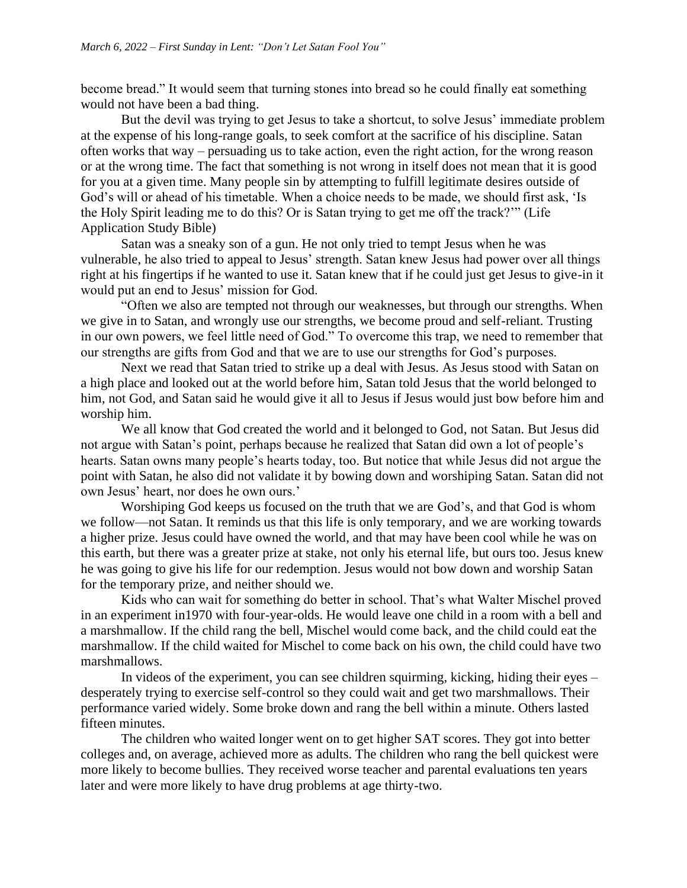become bread." It would seem that turning stones into bread so he could finally eat something would not have been a bad thing.

But the devil was trying to get Jesus to take a shortcut, to solve Jesus' immediate problem at the expense of his long-range goals, to seek comfort at the sacrifice of his discipline. Satan often works that way – persuading us to take action, even the right action, for the wrong reason or at the wrong time. The fact that something is not wrong in itself does not mean that it is good for you at a given time. Many people sin by attempting to fulfill legitimate desires outside of God's will or ahead of his timetable. When a choice needs to be made, we should first ask, 'Is the Holy Spirit leading me to do this? Or is Satan trying to get me off the track?'" (Life Application Study Bible)

Satan was a sneaky son of a gun. He not only tried to tempt Jesus when he was vulnerable, he also tried to appeal to Jesus' strength. Satan knew Jesus had power over all things right at his fingertips if he wanted to use it. Satan knew that if he could just get Jesus to give-in it would put an end to Jesus' mission for God.

"Often we also are tempted not through our weaknesses, but through our strengths. When we give in to Satan, and wrongly use our strengths, we become proud and self-reliant. Trusting in our own powers, we feel little need of God." To overcome this trap, we need to remember that our strengths are gifts from God and that we are to use our strengths for God's purposes.

Next we read that Satan tried to strike up a deal with Jesus. As Jesus stood with Satan on a high place and looked out at the world before him, Satan told Jesus that the world belonged to him, not God, and Satan said he would give it all to Jesus if Jesus would just bow before him and worship him.

We all know that God created the world and it belonged to God, not Satan. But Jesus did not argue with Satan's point, perhaps because he realized that Satan did own a lot of people's hearts. Satan owns many people's hearts today, too. But notice that while Jesus did not argue the point with Satan, he also did not validate it by bowing down and worshiping Satan. Satan did not own Jesus' heart, nor does he own ours.'

Worshiping God keeps us focused on the truth that we are God's, and that God is whom we follow—not Satan. It reminds us that this life is only temporary, and we are working towards a higher prize. Jesus could have owned the world, and that may have been cool while he was on this earth, but there was a greater prize at stake, not only his eternal life, but ours too. Jesus knew he was going to give his life for our redemption. Jesus would not bow down and worship Satan for the temporary prize, and neither should we.

Kids who can wait for something do better in school. That's what Walter Mischel proved in an experiment in1970 with four-year-olds. He would leave one child in a room with a bell and a marshmallow. If the child rang the bell, Mischel would come back, and the child could eat the marshmallow. If the child waited for Mischel to come back on his own, the child could have two marshmallows.

In videos of the experiment, you can see children squirming, kicking, hiding their eyes – desperately trying to exercise self-control so they could wait and get two marshmallows. Their performance varied widely. Some broke down and rang the bell within a minute. Others lasted fifteen minutes.

The children who waited longer went on to get higher SAT scores. They got into better colleges and, on average, achieved more as adults. The children who rang the bell quickest were more likely to become bullies. They received worse teacher and parental evaluations ten years later and were more likely to have drug problems at age thirty-two.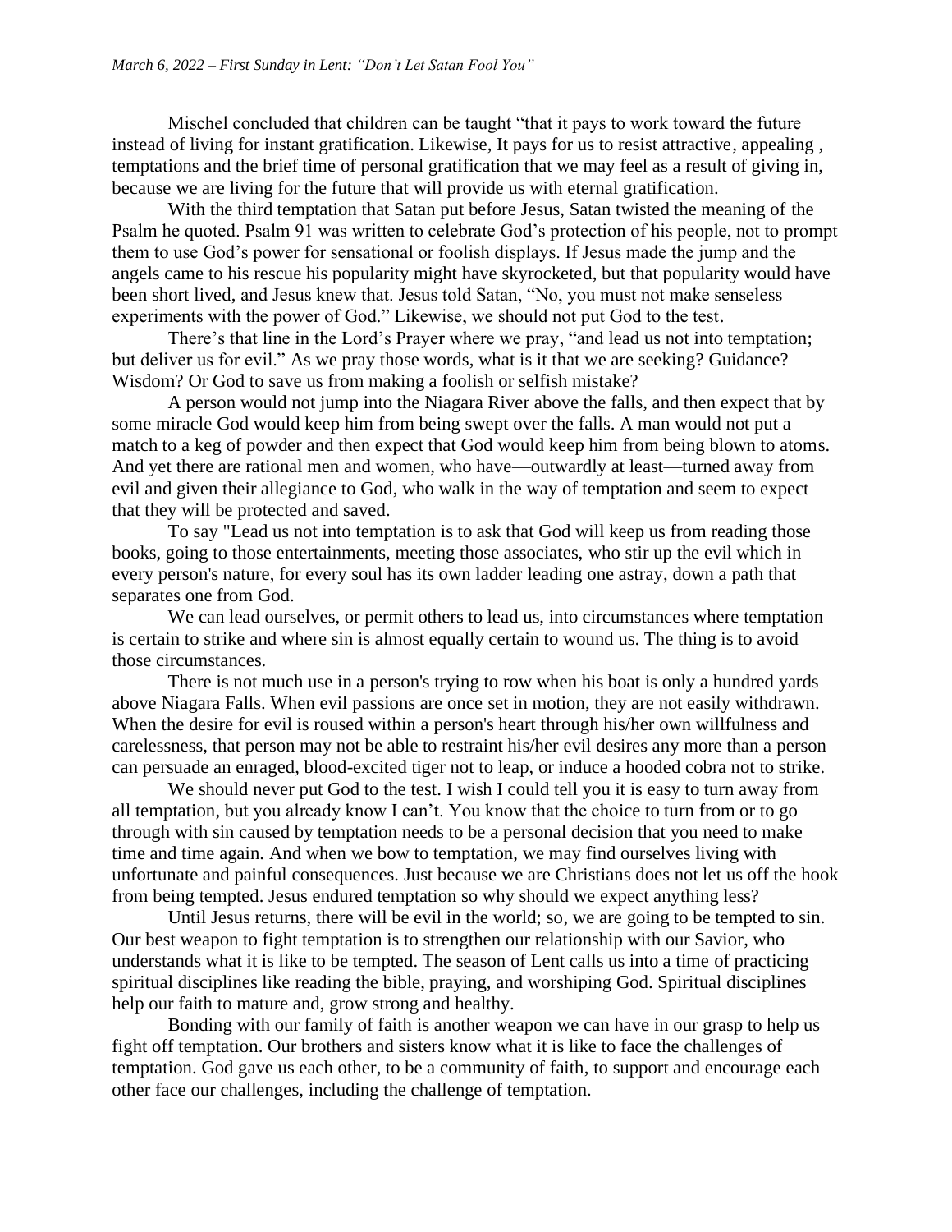Mischel concluded that children can be taught "that it pays to work toward the future instead of living for instant gratification. Likewise, It pays for us to resist attractive, appealing , temptations and the brief time of personal gratification that we may feel as a result of giving in, because we are living for the future that will provide us with eternal gratification.

With the third temptation that Satan put before Jesus, Satan twisted the meaning of the Psalm he quoted. Psalm 91 was written to celebrate God's protection of his people, not to prompt them to use God's power for sensational or foolish displays. If Jesus made the jump and the angels came to his rescue his popularity might have skyrocketed, but that popularity would have been short lived, and Jesus knew that. Jesus told Satan, "No, you must not make senseless experiments with the power of God." Likewise, we should not put God to the test.

There's that line in the Lord's Prayer where we pray, "and lead us not into temptation; but deliver us for evil." As we pray those words, what is it that we are seeking? Guidance? Wisdom? Or God to save us from making a foolish or selfish mistake?

A person would not jump into the Niagara River above the falls, and then expect that by some miracle God would keep him from being swept over the falls. A man would not put a match to a keg of powder and then expect that God would keep him from being blown to atoms. And yet there are rational men and women, who have—outwardly at least—turned away from evil and given their allegiance to God, who walk in the way of temptation and seem to expect that they will be protected and saved.

To say "Lead us not into temptation is to ask that God will keep us from reading those books, going to those entertainments, meeting those associates, who stir up the evil which in every person's nature, for every soul has its own ladder leading one astray, down a path that separates one from God.

We can lead ourselves, or permit others to lead us, into circumstances where temptation is certain to strike and where sin is almost equally certain to wound us. The thing is to avoid those circumstances.

There is not much use in a person's trying to row when his boat is only a hundred yards above Niagara Falls. When evil passions are once set in motion, they are not easily withdrawn. When the desire for evil is roused within a person's heart through his/her own willfulness and carelessness, that person may not be able to restraint his/her evil desires any more than a person can persuade an enraged, blood-excited tiger not to leap, or induce a hooded cobra not to strike.

We should never put God to the test. I wish I could tell you it is easy to turn away from all temptation, but you already know I can't. You know that the choice to turn from or to go through with sin caused by temptation needs to be a personal decision that you need to make time and time again. And when we bow to temptation, we may find ourselves living with unfortunate and painful consequences. Just because we are Christians does not let us off the hook from being tempted. Jesus endured temptation so why should we expect anything less?

Until Jesus returns, there will be evil in the world; so, we are going to be tempted to sin. Our best weapon to fight temptation is to strengthen our relationship with our Savior, who understands what it is like to be tempted. The season of Lent calls us into a time of practicing spiritual disciplines like reading the bible, praying, and worshiping God. Spiritual disciplines help our faith to mature and, grow strong and healthy.

Bonding with our family of faith is another weapon we can have in our grasp to help us fight off temptation. Our brothers and sisters know what it is like to face the challenges of temptation. God gave us each other, to be a community of faith, to support and encourage each other face our challenges, including the challenge of temptation.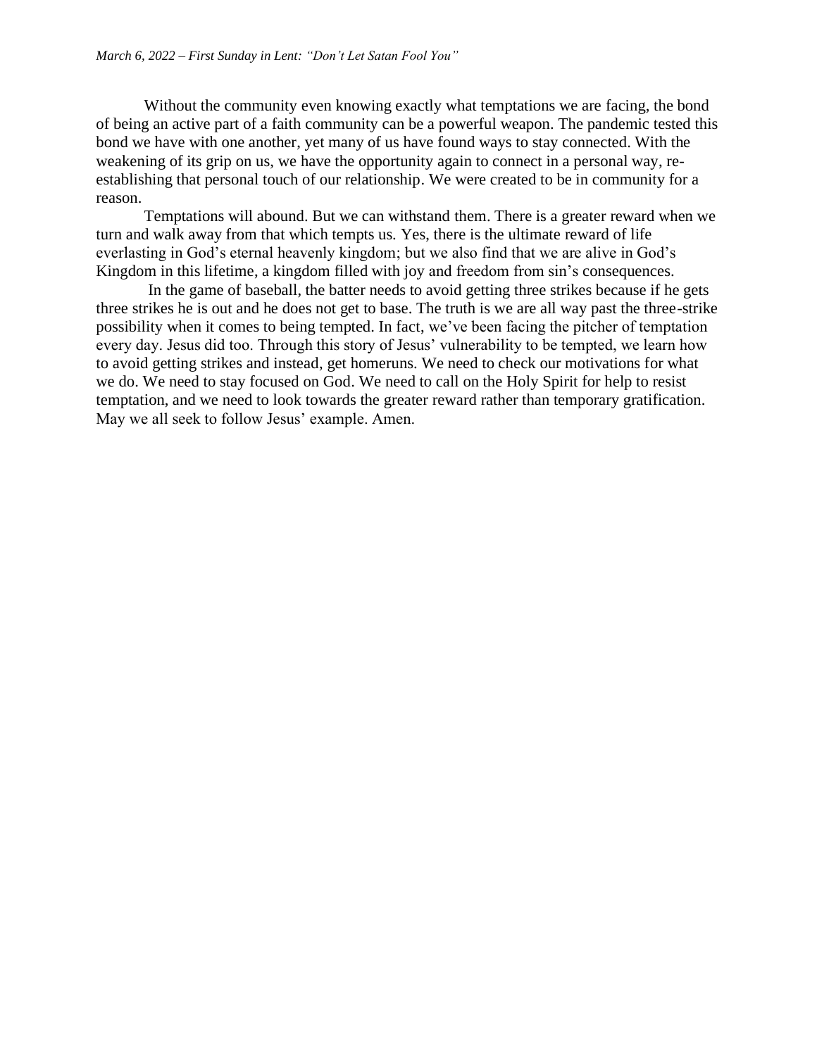Without the community even knowing exactly what temptations we are facing, the bond of being an active part of a faith community can be a powerful weapon. The pandemic tested this bond we have with one another, yet many of us have found ways to stay connected. With the weakening of its grip on us, we have the opportunity again to connect in a personal way, re-establishing that personal touch of our relationship. We were created to be in community for a reason.

Temptations will abound. But we can withstand them. There is a greater reward when we turn and walk away from that which tempts us. Yes, there is the ultimate reward of life everlasting in God's eternal heavenly kingdom; but we also find that we are alive in God's Kingdom in this lifetime, a kingdom filled with joy and freedom from sin's consequences.

In the game of baseball, the batter needs to avoid getting three strikes because if he gets three strikes he is out and he does not get to base. The truth is we are all way past the three-strike possibility when it comes to being tempted. In fact, we've been facing the pitcher of temptation every day. Jesus did too. Through this story of Jesus' vulnerability to be tempted, we learn how to avoid getting strikes and instead, get homeruns. We need to check our motivations for what we do. We need to stay focused on God. We need to call on the Holy Spirit for help to resist temptation, and we need to look towards the greater reward rather than temporary gratification. May we all seek to follow Jesus' example. Amen.